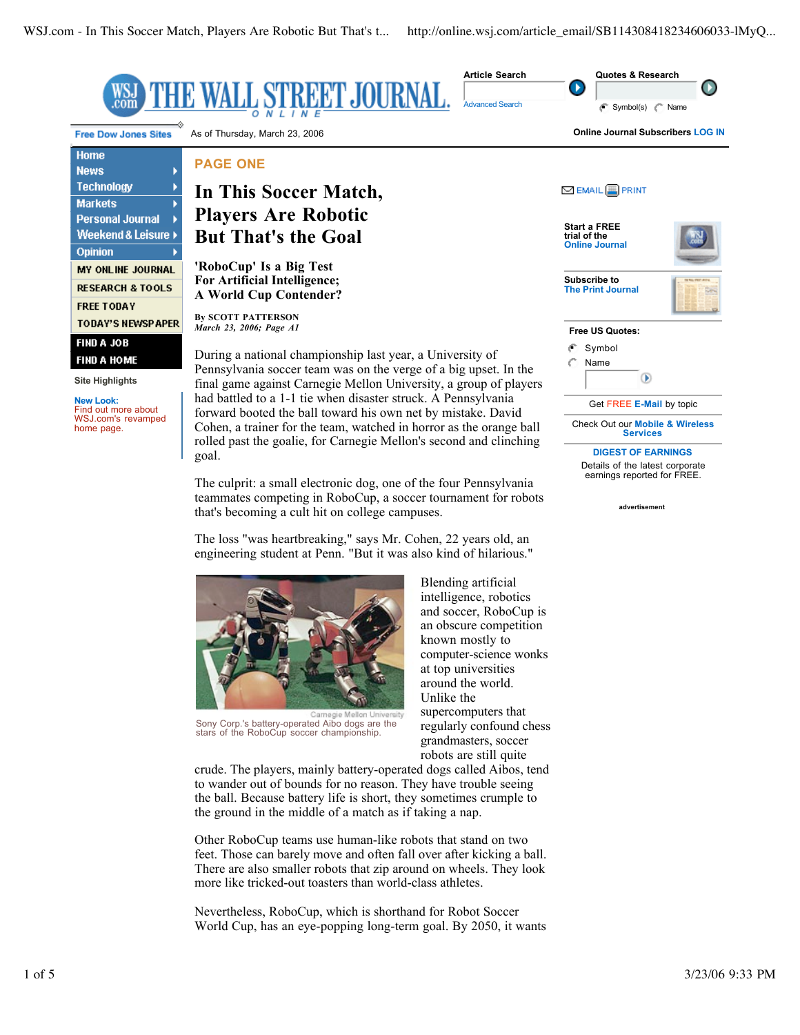PAGE ONE

# In This Soccer Match, Players Are Robotic But That's the Goal

## 'RoboCup' Is a Big Test For Artificial Intelligence; A World Cup Contender?

By SCOTT PATTERSON
*March 23, 2006; Page A1*

During a national championship last year, a University of Pennsylvania soccer team was on the verge of a big upset. In the final game against Carnegie Mellon University, a group of players had battled to a 1-1 tie when disaster struck. A Pennsylvania forward booted the ball toward his own net by mistake. David Cohen, a trainer for the team, watched in horror as the orange ball rolled past the goalie, for Carnegie Mellon's second and clinching goal.

The culprit: a small electronic dog, one of the four Pennsylvania teammates competing in RoboCup, a soccer tournament for robots that's becoming a cult hit on college campuses.

The loss "was heartbreaking," says Mr. Cohen, 22 years old, an engineering student at Penn. "But it was also kind of hilarious."

Carnegie Mellon University
Sony Corp.'s battery-operated Aibo dogs are the stars of the RoboCup soccer championship.

Blending artificial intelligence, robotics and soccer, RoboCup is an obscure competition known mostly to computer-science wonks at top universities around the world. Unlike the supercomputers that regularly confound chess grandmasters, soccer robots are still quite crude. The players, mainly battery-operated dogs called Aibos, tend to wander out of bounds for no reason. They have trouble seeing the ball. Because battery life is short, they sometimes crumple to the ground in the middle of a match as if taking a nap.

Other RoboCup teams use human-like robots that stand on two feet. Those can barely move and often fall over after kicking a ball. There are also smaller robots that zip around on wheels. They look more like tricked-out toasters than world-class athletes.

Nevertheless, RoboCup, which is shorthand for Robot Soccer World Cup, has an eye-popping long-term goal. By 2050, it wants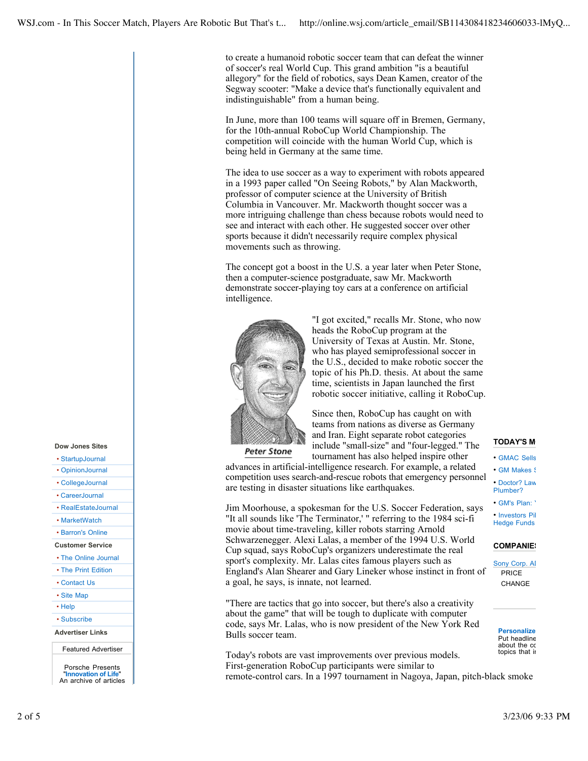to create a humanoid robotic soccer team that can defeat the winner of soccer's real World Cup. This grand ambition "is a beautiful allegory" for the field of robotics, says Dean Kamen, creator of the Segway scooter: "Make a device that's functionally equivalent and indistinguishable" from a human being.

In June, more than 100 teams will square off in Bremen, Germany, for the 10th-annual RoboCup World Championship. The competition will coincide with the human World Cup, which is being held in Germany at the same time.

The idea to use soccer as a way to experiment with robots appeared in a 1993 paper called "On Seeing Robots," by Alan Mackworth, professor of computer science at the University of British Columbia in Vancouver. Mr. Mackworth thought soccer was a more intriguing challenge than chess because robots would need to see and interact with each other. He suggested soccer over other sports because it didn't necessarily require complex physical movements such as throwing.

The concept got a boost in the U.S. a year later when Peter Stone, then a computer-science postgraduate, saw Mr. Mackworth demonstrate soccer-playing toy cars at a conference on artificial intelligence.

Peter Stone

"I got excited," recalls Mr. Stone, who now heads the RoboCup program at the University of Texas at Austin. Mr. Stone, who has played semiprofessional soccer in the U.S., decided to make robotic soccer the topic of his Ph.D. thesis. At about the same time, scientists in Japan launched the first robotic soccer initiative, calling it RoboCup.

Since then, RoboCup has caught on with teams from nations as diverse as Germany and Iran. Eight separate robot categories include "small-size" and "four-legged." The tournament has also helped inspire other advances in artificial-intelligence research. For example, a related competition uses search-and-rescue robots that emergency personnel are testing in disaster situations like earthquakes.

Jim Moorhouse, a spokesman for the U.S. Soccer Federation, says "It all sounds like 'The Terminator,' " referring to the 1984 sci-fi movie about time-traveling, killer robots starring Arnold Schwarzenegger. Alexi Lalas, a member of the 1994 U.S. World Cup squad, says RoboCup's organizers underestimate the real sport's complexity. Mr. Lalas cites famous players such as England's Alan Shearer and Gary Lineker whose instinct in front of a goal, he says, is innate, not learned.

"There are tactics that go into soccer, but there's also a creativity about the game" that will be tough to duplicate with computer code, says Mr. Lalas, who is now president of the New York Red Bulls soccer team.

Today's robots are vast improvements over previous models. First-generation RoboCup participants were similar to remote-control cars. In a 1997 tournament in Nagoya, Japan, pitch-black smoke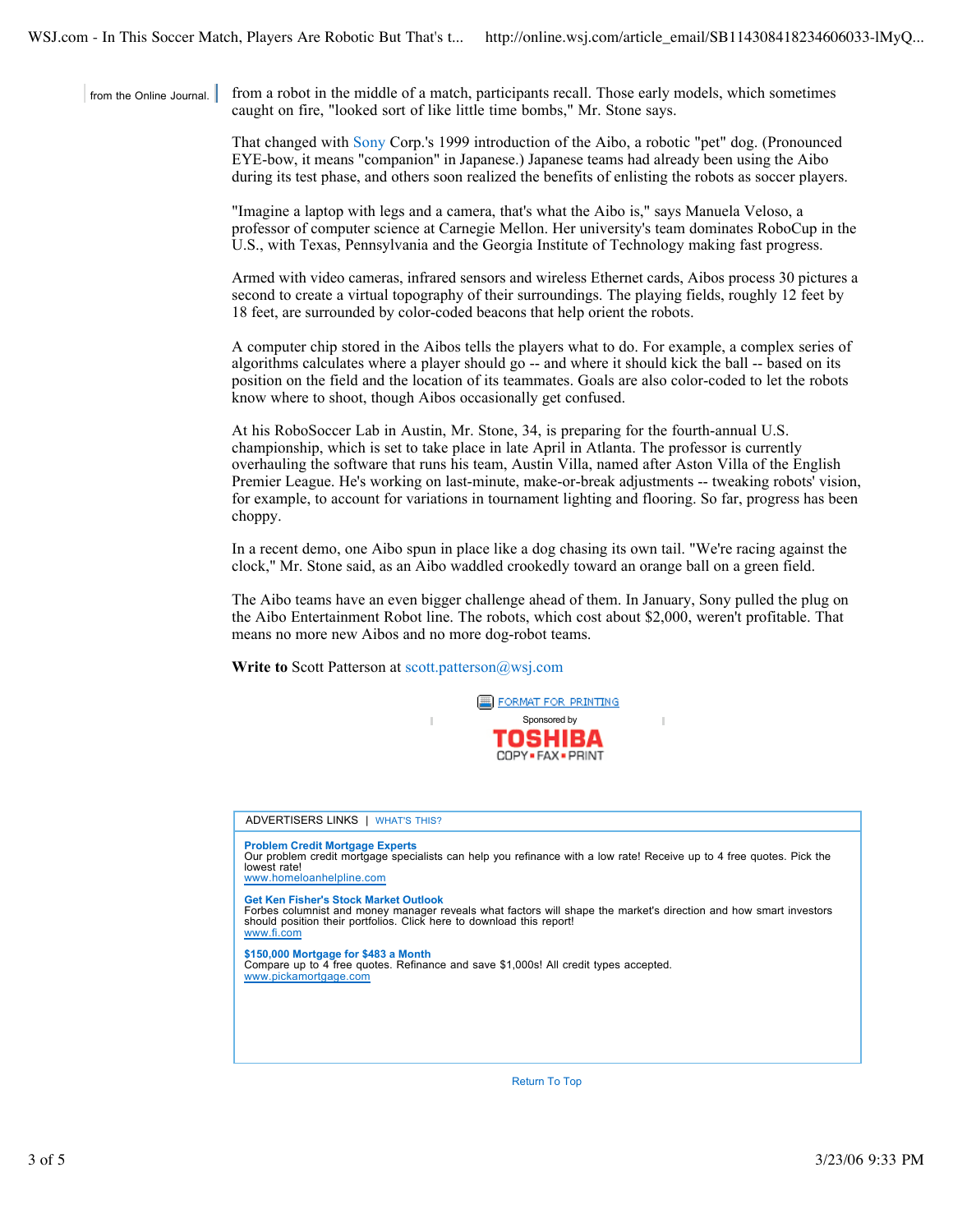from the Online Journal.

from a robot in the middle of a match, participants recall. Those early models, which sometimes caught on fire, "looked sort of like little time bombs," Mr. Stone says.

That changed with Sony Corp.'s 1999 introduction of the Aibo, a robotic "pet" dog. (Pronounced EYE-bow, it means "companion" in Japanese.) Japanese teams had already been using the Aibo during its test phase, and others soon realized the benefits of enlisting the robots as soccer players.

"Imagine a laptop with legs and a camera, that's what the Aibo is," says Manuela Veloso, a professor of computer science at Carnegie Mellon. Her university's team dominates RoboCup in the U.S., with Texas, Pennsylvania and the Georgia Institute of Technology making fast progress.

Armed with video cameras, infrared sensors and wireless Ethernet cards, Aibos process 30 pictures a second to create a virtual topography of their surroundings. The playing fields, roughly 12 feet by 18 feet, are surrounded by color-coded beacons that help orient the robots.

A computer chip stored in the Aibos tells the players what to do. For example, a complex series of algorithms calculates where a player should go -- and where it should kick the ball -- based on its position on the field and the location of its teammates. Goals are also color-coded to let the robots know where to shoot, though Aibos occasionally get confused.

At his RoboSoccer Lab in Austin, Mr. Stone, 34, is preparing for the fourth-annual U.S. championship, which is set to take place in late April in Atlanta. The professor is currently overhauling the software that runs his team, Austin Villa, named after Aston Villa of the English Premier League. He's working on last-minute, make-or-break adjustments -- tweaking robots' vision, for example, to account for variations in tournament lighting and flooring. So far, progress has been choppy.

In a recent demo, one Aibo spun in place like a dog chasing its own tail. "We're racing against the clock," Mr. Stone said, as an Aibo waddled crookedly toward an orange ball on a green field.

The Aibo teams have an even bigger challenge ahead of them. In January, Sony pulled the plug on the Aibo Entertainment Robot line. The robots, which cost about $2,000, weren't profitable. That means no more new Aibos and no more dog-robot teams.

**Write to** Scott Patterson at scott.patterson@wsj.com

FORMAT FOR PRINTING

Sponsored by TOSHIBA COPY ▪ FAX ▪ PRINT

ADVERTISERS LINKS | WHAT'S THIS?

**Problem Credit Mortgage Experts**
Our problem credit mortgage specialists can help you refinance with a low rate! Receive up to 4 free quotes. Pick the lowest rate!
www.homeloanhelpline.com

**Get Ken Fisher's Stock Market Outlook**
Forbes columnist and money manager reveals what factors will shape the market's direction and how smart investors should position their portfolios. Click here to download this report!
www.fi.com

**$150,000 Mortgage for $483 a Month**
Compare up to 4 free quotes. Refinance and save $1,000s! All credit types accepted.
www.pickamortgage.com

Return To Top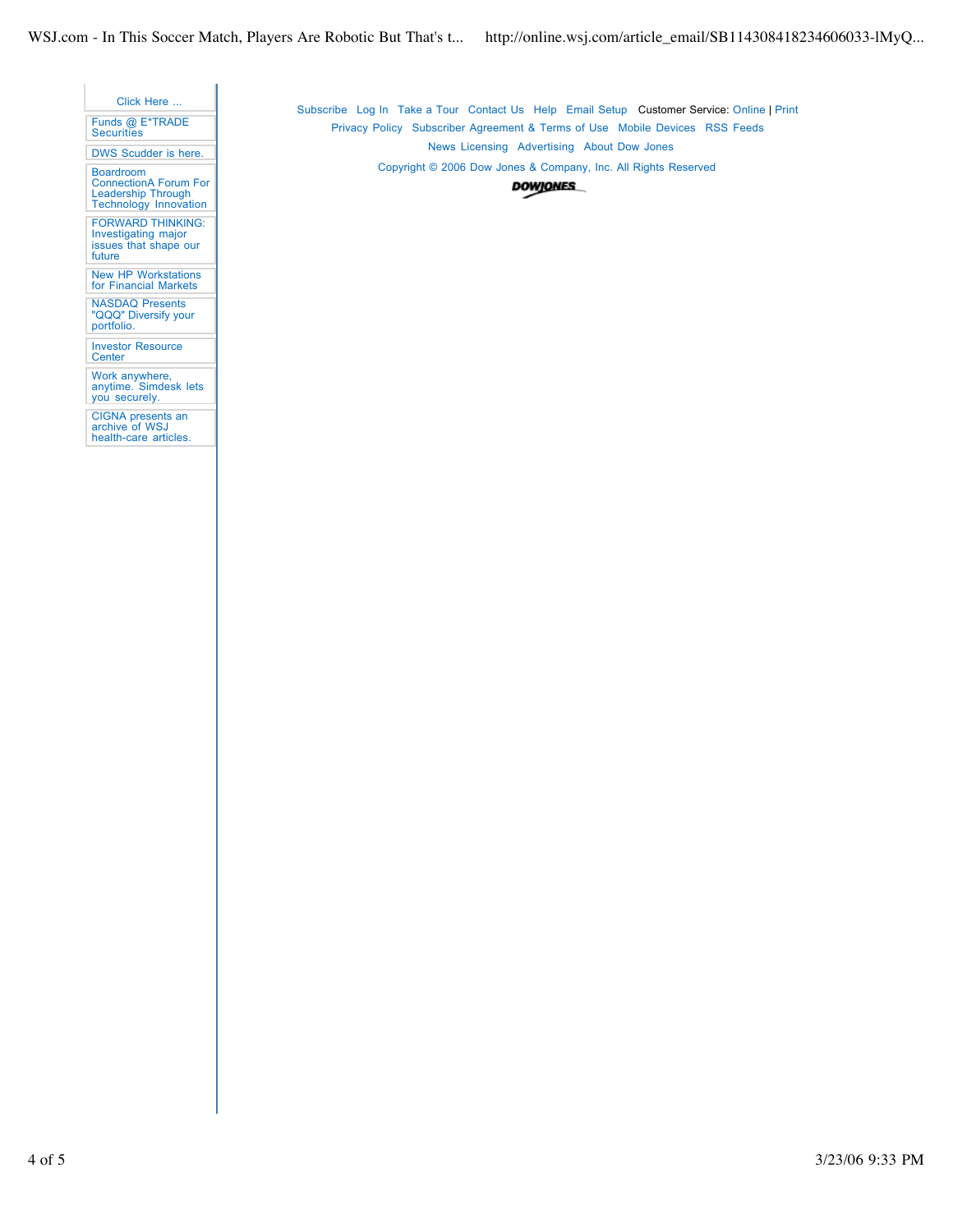Click Here ...

Funds @ E*TRADE Securities

DWS Scudder is here.

Boardroom ConnectionA Forum For Leadership Through Technology Innovation

FORWARD THINKING: Investigating major issues that shape our future

New HP Workstations for Financial Markets

NASDAQ Presents "QQQ" Diversify your portfolio.

Investor Resource Center

Work anywhere, anytime. Simdesk lets you securely.

CIGNA presents an archive of WSJ health-care articles.

Subscribe Log In Take a Tour Contact Us Help Email Setup Customer Service: Online | Print

Privacy Policy Subscriber Agreement & Terms of Use Mobile Devices RSS Feeds

News Licensing Advertising About Dow Jones

Copyright © 2006 Dow Jones & Company, Inc. All Rights Reserved

DOWJONES